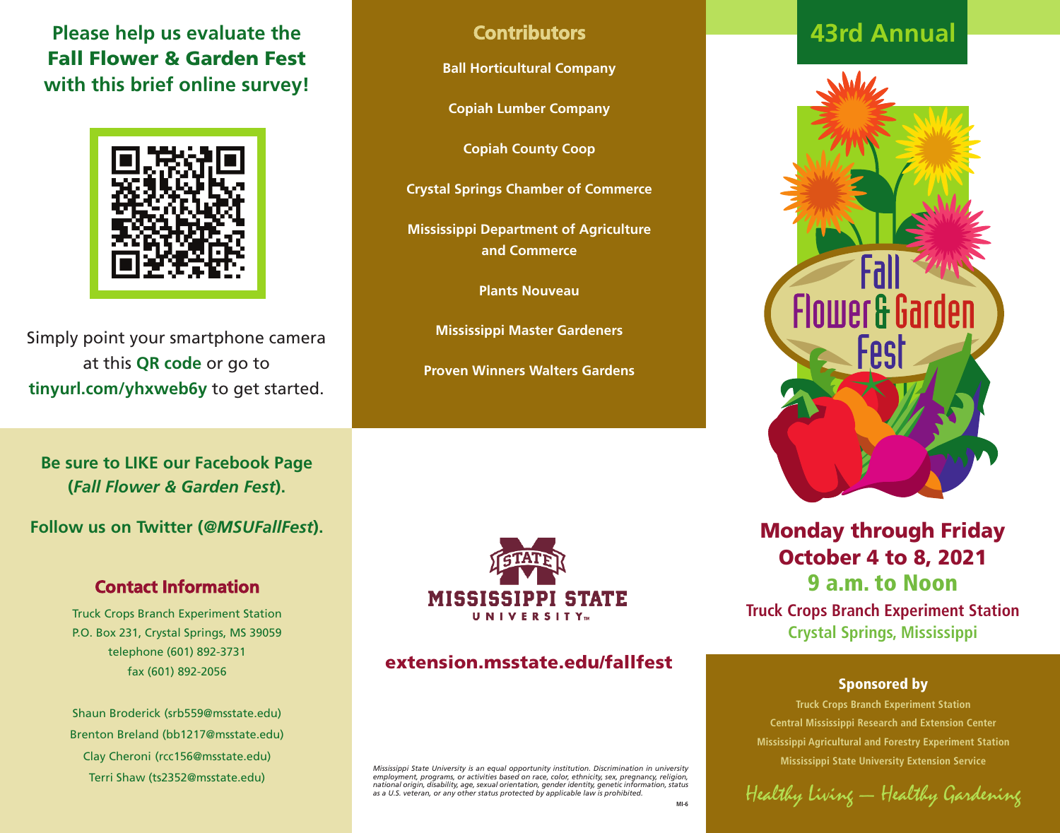## Please help us evaluate the Fall Flower & Garden Fest with this brief online survey!

Simply point your smartphone camera at this **QR code** or go to **tinyurl.com/yhxweb6y** to get started.

**Be sure to LIKE our Facebook Page (*Fall Flower & Garden Fest*).**

**Follow us on Twitter (*@MSUFallFest*).**

### Contact Information

Truck Crops Branch Experiment Station
P.O. Box 231, Crystal Springs, MS 39059
telephone (601) 892-3731
fax (601) 892-2056

Shaun Broderick (srb559@msstate.edu)
Brenton Breland (bb1217@msstate.edu)
Clay Cheroni (rcc156@msstate.edu)
Terri Shaw (ts2352@msstate.edu)

### Contributors

**Ball Horticultural Company**

**Copiah Lumber Company**

**Copiah County Coop**

**Crystal Springs Chamber of Commerce**

**Mississippi Department of Agriculture and Commerce**

**Plants Nouveau**

**Mississippi Master Gardeners**

**Proven Winners Walters Gardens**

MISSISSIPPI STATE UNIVERSITY

**extension.msstate.edu/fallfest**

*Mississippi State University is an equal opportunity institution. Discrimination in university employment, programs, or activities based on race, color, ethnicity, sex, pregnancy, religion, national origin, disability, age, sexual orientation, gender identity, genetic information, status as a U.S. veteran, or any other status protected by applicable law is prohibited.*

MI-6

# 43rd Annual

# Fall Flower & Garden Fest

## Monday through Friday October 4 to 8, 2021

## 9 a.m. to Noon

**Truck Crops Branch Experiment Station**
**Crystal Springs, Mississippi**

### Sponsored by

**Truck Crops Branch Experiment Station**
**Central Mississippi Research and Extension Center**
**Mississippi Agricultural and Forestry Experiment Station**
**Mississippi State University Extension Service**

*Healthy Living — Healthy Gardening*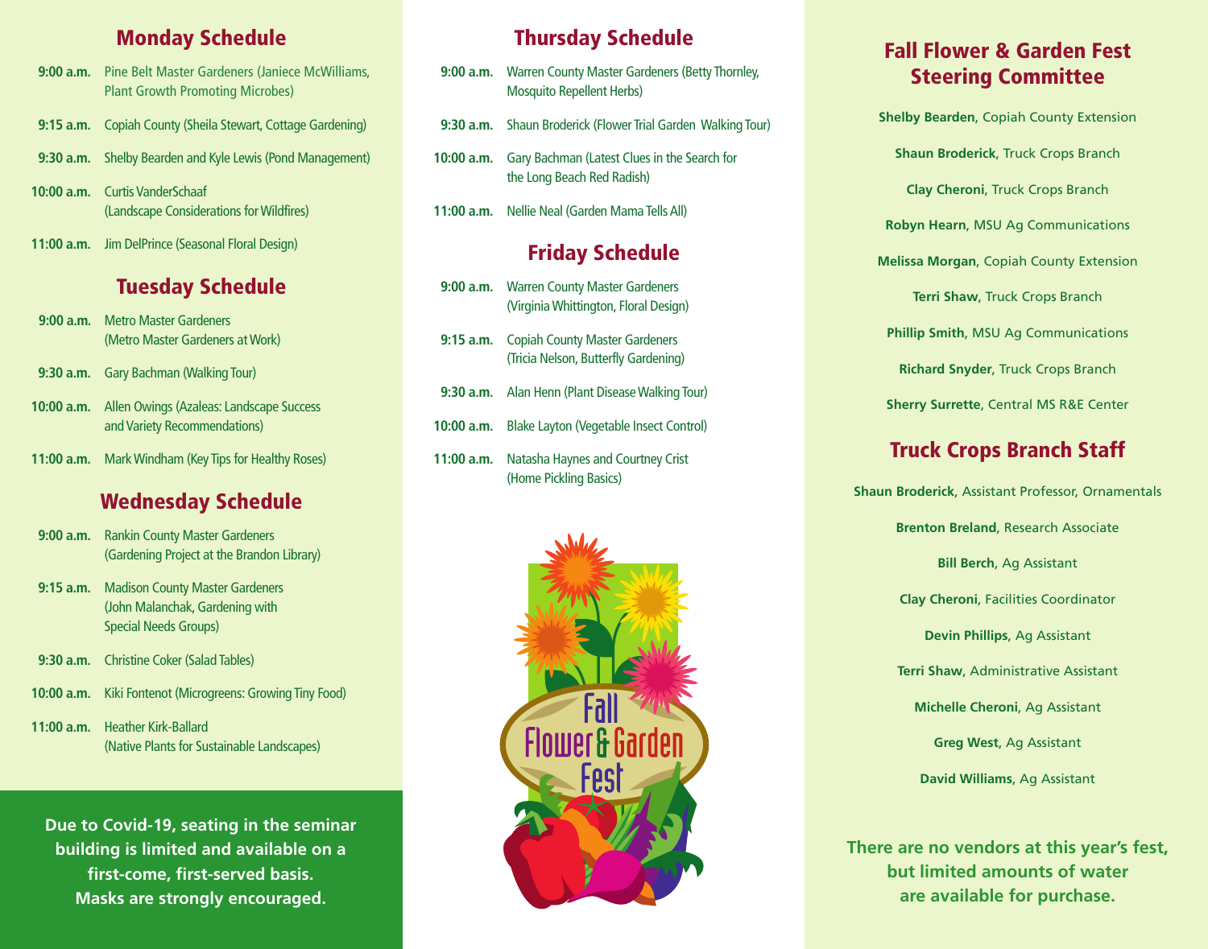## Monday Schedule

**9:00 a.m.** Pine Belt Master Gardeners (Janiece McWilliams, Plant Growth Promoting Microbes)

**9:15 a.m.** Copiah County (Sheila Stewart, Cottage Gardening)

**9:30 a.m.** Shelby Bearden and Kyle Lewis (Pond Management)

**10:00 a.m.** Curtis VanderSchaaf (Landscape Considerations for Wildfires)

**11:00 a.m.** Jim DelPrince (Seasonal Floral Design)

## Tuesday Schedule

**9:00 a.m.** Metro Master Gardeners (Metro Master Gardeners at Work)

**9:30 a.m.** Gary Bachman (Walking Tour)

**10:00 a.m.** Allen Owings (Azaleas: Landscape Success and Variety Recommendations)

**11:00 a.m.** Mark Windham (Key Tips for Healthy Roses)

## Wednesday Schedule

**9:00 a.m.** Rankin County Master Gardeners (Gardening Project at the Brandon Library)

**9:15 a.m.** Madison County Master Gardeners (John Malanchak, Gardening with Special Needs Groups)

**9:30 a.m.** Christine Coker (Salad Tables)

**10:00 a.m.** Kiki Fontenot (Microgreens: Growing Tiny Food)

**11:00 a.m.** Heather Kirk-Ballard (Native Plants for Sustainable Landscapes)

**Due to Covid-19, seating in the seminar building is limited and available on a first-come, first-served basis. Masks are strongly encouraged.**

## Thursday Schedule

**9:00 a.m.** Warren County Master Gardeners (Betty Thornley, Mosquito Repellent Herbs)

**9:30 a.m.** Shaun Broderick (Flower Trial Garden Walking Tour)

**10:00 a.m.** Gary Bachman (Latest Clues in the Search for the Long Beach Red Radish)

**11:00 a.m.** Nellie Neal (Garden Mama Tells All)

## Friday Schedule

**9:00 a.m.** Warren County Master Gardeners (Virginia Whittington, Floral Design)

**9:15 a.m.** Copiah County Master Gardeners (Tricia Nelson, Butterfly Gardening)

**9:30 a.m.** Alan Henn (Plant Disease Walking Tour)

**10:00 a.m.** Blake Layton (Vegetable Insect Control)

**11:00 a.m.** Natasha Haynes and Courtney Crist (Home Pickling Basics)

Fall Flower & Garden Fest

## Fall Flower & Garden Fest Steering Committee

**Shelby Bearden**, Copiah County Extension

**Shaun Broderick**, Truck Crops Branch

**Clay Cheroni**, Truck Crops Branch

**Robyn Hearn**, MSU Ag Communications

**Melissa Morgan**, Copiah County Extension

**Terri Shaw**, Truck Crops Branch

**Phillip Smith**, MSU Ag Communications

**Richard Snyder**, Truck Crops Branch

**Sherry Surrette**, Central MS R&E Center

## Truck Crops Branch Staff

**Shaun Broderick**, Assistant Professor, Ornamentals

**Brenton Breland**, Research Associate

**Bill Berch**, Ag Assistant

**Clay Cheroni**, Facilities Coordinator

**Devin Phillips**, Ag Assistant

**Terri Shaw**, Administrative Assistant

**Michelle Cheroni**, Ag Assistant

**Greg West**, Ag Assistant

**David Williams**, Ag Assistant

**There are no vendors at this year's fest, but limited amounts of water are available for purchase.**